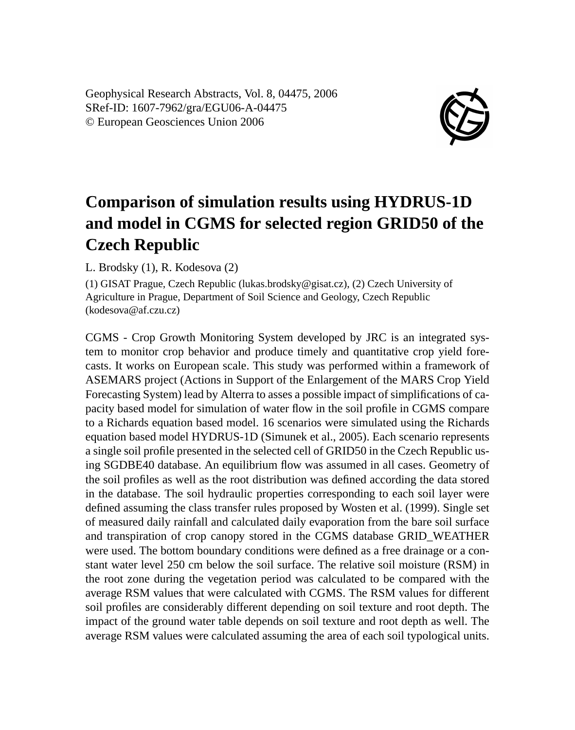Geophysical Research Abstracts, Vol. 8, 04475, 2006
SRef-ID: 1607-7962/gra/EGU06-A-04475
© European Geosciences Union 2006

# Comparison of simulation results using HYDRUS-1D and model in CGMS for selected region GRID50 of the Czech Republic

L. Brodsky (1), R. Kodesova (2)

(1) GISAT Prague, Czech Republic (lukas.brodsky@gisat.cz), (2) Czech University of Agriculture in Prague, Department of Soil Science and Geology, Czech Republic (kodesova@af.czu.cz)

CGMS - Crop Growth Monitoring System developed by JRC is an integrated system to monitor crop behavior and produce timely and quantitative crop yield forecasts. It works on European scale. This study was performed within a framework of ASEMARS project (Actions in Support of the Enlargement of the MARS Crop Yield Forecasting System) lead by Alterra to asses a possible impact of simplifications of capacity based model for simulation of water flow in the soil profile in CGMS compare to a Richards equation based model. 16 scenarios were simulated using the Richards equation based model HYDRUS-1D (Simunek et al., 2005). Each scenario represents a single soil profile presented in the selected cell of GRID50 in the Czech Republic using SGDBE40 database. An equilibrium flow was assumed in all cases. Geometry of the soil profiles as well as the root distribution was defined according the data stored in the database. The soil hydraulic properties corresponding to each soil layer were defined assuming the class transfer rules proposed by Wosten et al. (1999). Single set of measured daily rainfall and calculated daily evaporation from the bare soil surface and transpiration of crop canopy stored in the CGMS database GRID_WEATHER were used. The bottom boundary conditions were defined as a free drainage or a constant water level 250 cm below the soil surface. The relative soil moisture (RSM) in the root zone during the vegetation period was calculated to be compared with the average RSM values that were calculated with CGMS. The RSM values for different soil profiles are considerably different depending on soil texture and root depth. The impact of the ground water table depends on soil texture and root depth as well. The average RSM values were calculated assuming the area of each soil typological units.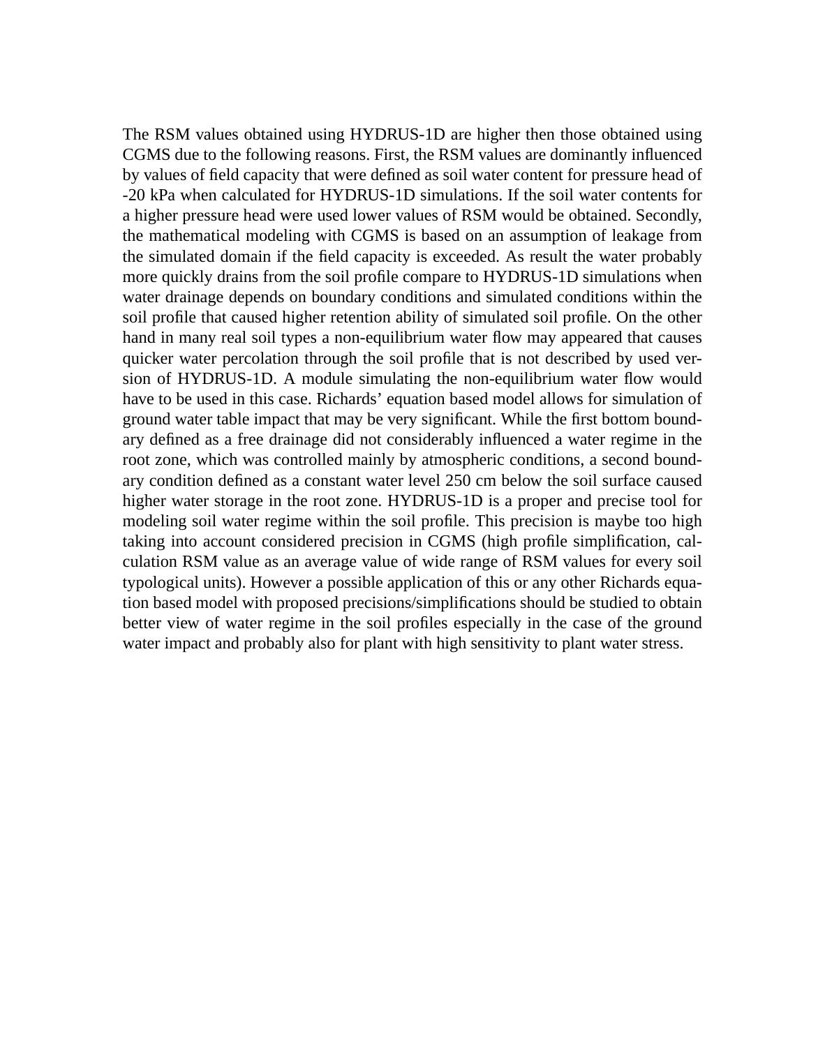The RSM values obtained using HYDRUS-1D are higher then those obtained using CGMS due to the following reasons. First, the RSM values are dominantly influenced by values of field capacity that were defined as soil water content for pressure head of -20 kPa when calculated for HYDRUS-1D simulations. If the soil water contents for a higher pressure head were used lower values of RSM would be obtained. Secondly, the mathematical modeling with CGMS is based on an assumption of leakage from the simulated domain if the field capacity is exceeded. As result the water probably more quickly drains from the soil profile compare to HYDRUS-1D simulations when water drainage depends on boundary conditions and simulated conditions within the soil profile that caused higher retention ability of simulated soil profile. On the other hand in many real soil types a non-equilibrium water flow may appeared that causes quicker water percolation through the soil profile that is not described by used version of HYDRUS-1D. A module simulating the non-equilibrium water flow would have to be used in this case. Richards' equation based model allows for simulation of ground water table impact that may be very significant. While the first bottom boundary defined as a free drainage did not considerably influenced a water regime in the root zone, which was controlled mainly by atmospheric conditions, a second boundary condition defined as a constant water level 250 cm below the soil surface caused higher water storage in the root zone. HYDRUS-1D is a proper and precise tool for modeling soil water regime within the soil profile. This precision is maybe too high taking into account considered precision in CGMS (high profile simplification, calculation RSM value as an average value of wide range of RSM values for every soil typological units). However a possible application of this or any other Richards equation based model with proposed precisions/simplifications should be studied to obtain better view of water regime in the soil profiles especially in the case of the ground water impact and probably also for plant with high sensitivity to plant water stress.